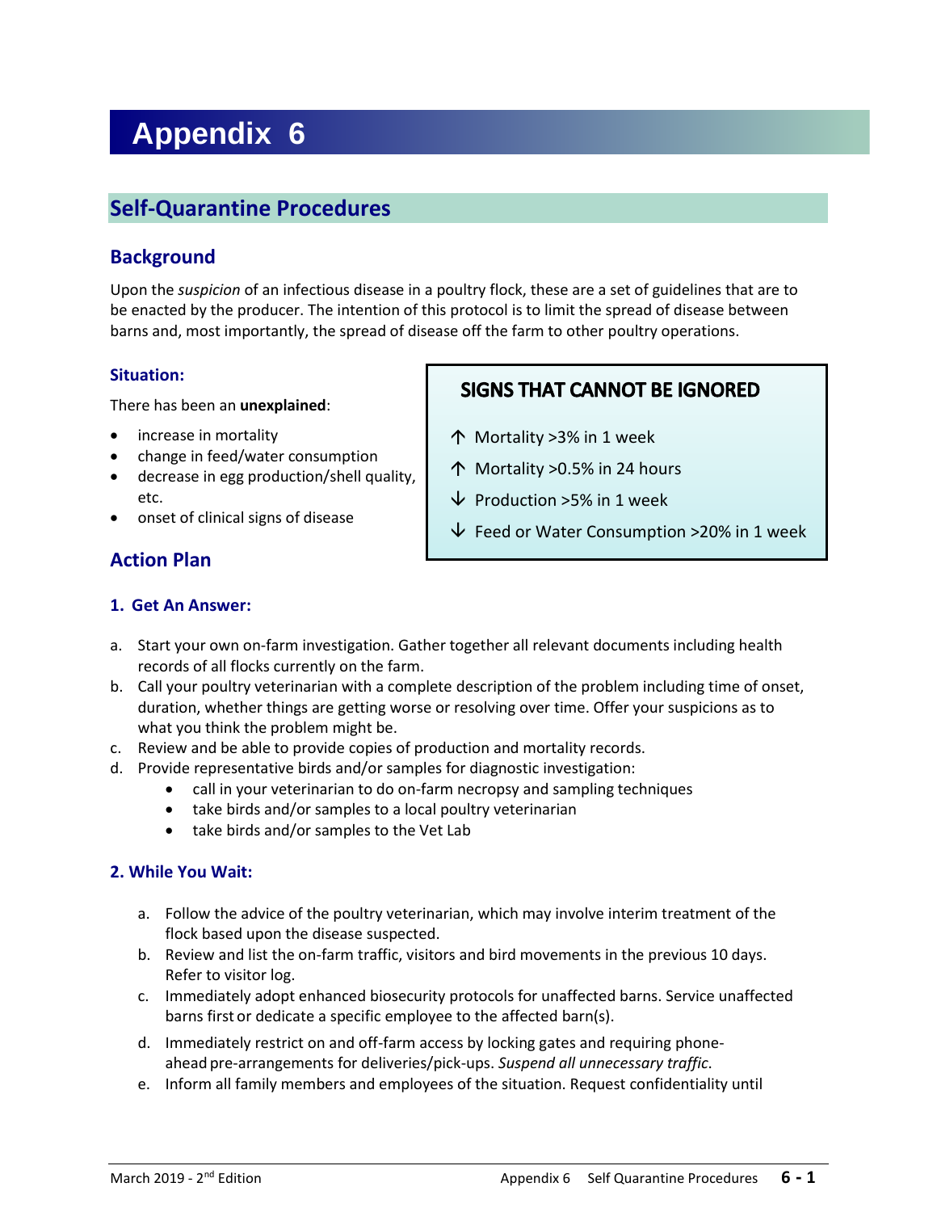# Appendix 6

## Self-Quarantine Procedures

### Background

Upon the *suspicion* of an infectious disease in a poultry flock, these are a set of guidelines that are to be enacted by the producer. The intention of this protocol is to limit the spread of disease between barns and, most importantly, the spread of disease off the farm to other poultry operations.

#### Situation:

There has been an **unexplained**:

- increase in mortality
- change in feed/water consumption
- decrease in egg production/shell quality, etc.
- onset of clinical signs of disease

**SIGNS THAT CANNOT BE IGNORED**

- ↑ Mortality >3% in 1 week
- ↑ Mortality >0.5% in 24 hours
- ↓ Production >5% in 1 week
- ↓ Feed or Water Consumption >20% in 1 week

### Action Plan

#### 1. Get An Answer:

a. Start your own on-farm investigation. Gather together all relevant documents including health records of all flocks currently on the farm.
b. Call your poultry veterinarian with a complete description of the problem including time of onset, duration, whether things are getting worse or resolving over time. Offer your suspicions as to what you think the problem might be.
c. Review and be able to provide copies of production and mortality records.
d. Provide representative birds and/or samples for diagnostic investigation:
   - call in your veterinarian to do on-farm necropsy and sampling techniques
   - take birds and/or samples to a local poultry veterinarian
   - take birds and/or samples to the Vet Lab

#### 2. While You Wait:

a. Follow the advice of the poultry veterinarian, which may involve interim treatment of the flock based upon the disease suspected.
b. Review and list the on-farm traffic, visitors and bird movements in the previous 10 days. Refer to visitor log.
c. Immediately adopt enhanced biosecurity protocols for unaffected barns. Service unaffected barns first or dedicate a specific employee to the affected barn(s).
d. Immediately restrict on and off-farm access by locking gates and requiring phone-ahead pre-arrangements for deliveries/pick-ups. *Suspend all unnecessary traffic*.
e. Inform all family members and employees of the situation. Request confidentiality until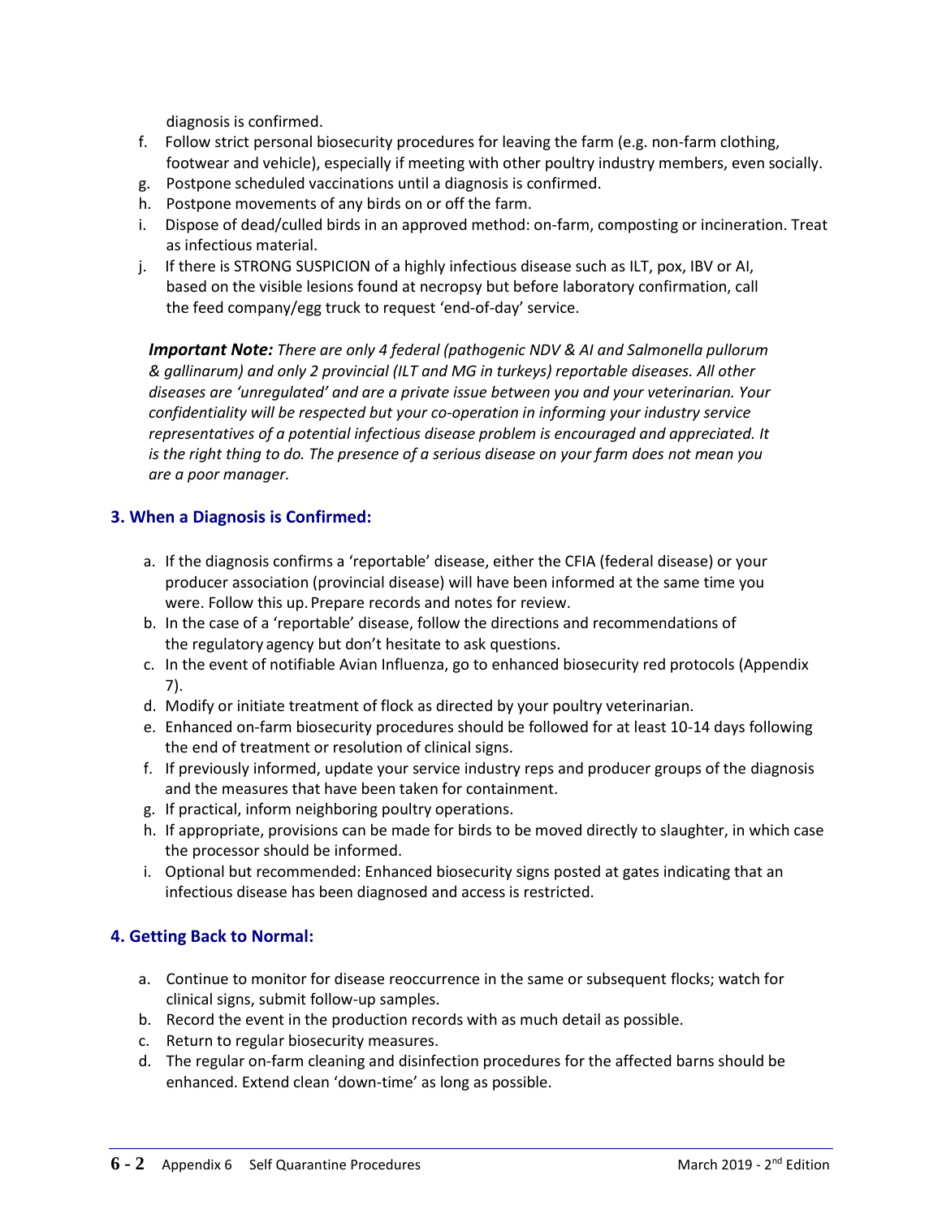diagnosis is confirmed.

f. Follow strict personal biosecurity procedures for leaving the farm (e.g. non-farm clothing, footwear and vehicle), especially if meeting with other poultry industry members, even socially.
g. Postpone scheduled vaccinations until a diagnosis is confirmed.
h. Postpone movements of any birds on or off the farm.
i. Dispose of dead/culled birds in an approved method: on-farm, composting or incineration. Treat as infectious material.
j. If there is STRONG SUSPICION of a highly infectious disease such as ILT, pox, IBV or AI, based on the visible lesions found at necropsy but before laboratory confirmation, call the feed company/egg truck to request 'end-of-day' service.

***Important Note:*** *There are only 4 federal (pathogenic NDV & AI and Salmonella pullorum & gallinarum) and only 2 provincial (ILT and MG in turkeys) reportable diseases. All other diseases are 'unregulated' and are a private issue between you and your veterinarian. Your confidentiality will be respected but your co-operation in informing your industry service representatives of a potential infectious disease problem is encouraged and appreciated. It is the right thing to do. The presence of a serious disease on your farm does not mean you are a poor manager.*

## 3. When a Diagnosis is Confirmed:

a. If the diagnosis confirms a 'reportable' disease, either the CFIA (federal disease) or your producer association (provincial disease) will have been informed at the same time you were. Follow this up. Prepare records and notes for review.
b. In the case of a 'reportable' disease, follow the directions and recommendations of the regulatory agency but don't hesitate to ask questions.
c. In the event of notifiable Avian Influenza, go to enhanced biosecurity red protocols (Appendix 7).
d. Modify or initiate treatment of flock as directed by your poultry veterinarian.
e. Enhanced on-farm biosecurity procedures should be followed for at least 10-14 days following the end of treatment or resolution of clinical signs.
f. If previously informed, update your service industry reps and producer groups of the diagnosis and the measures that have been taken for containment.
g. If practical, inform neighboring poultry operations.
h. If appropriate, provisions can be made for birds to be moved directly to slaughter, in which case the processor should be informed.
i. Optional but recommended: Enhanced biosecurity signs posted at gates indicating that an infectious disease has been diagnosed and access is restricted.

## 4. Getting Back to Normal:

a. Continue to monitor for disease reoccurrence in the same or subsequent flocks; watch for clinical signs, submit follow-up samples.
b. Record the event in the production records with as much detail as possible.
c. Return to regular biosecurity measures.
d. The regular on-farm cleaning and disinfection procedures for the affected barns should be enhanced. Extend clean 'down-time' as long as possible.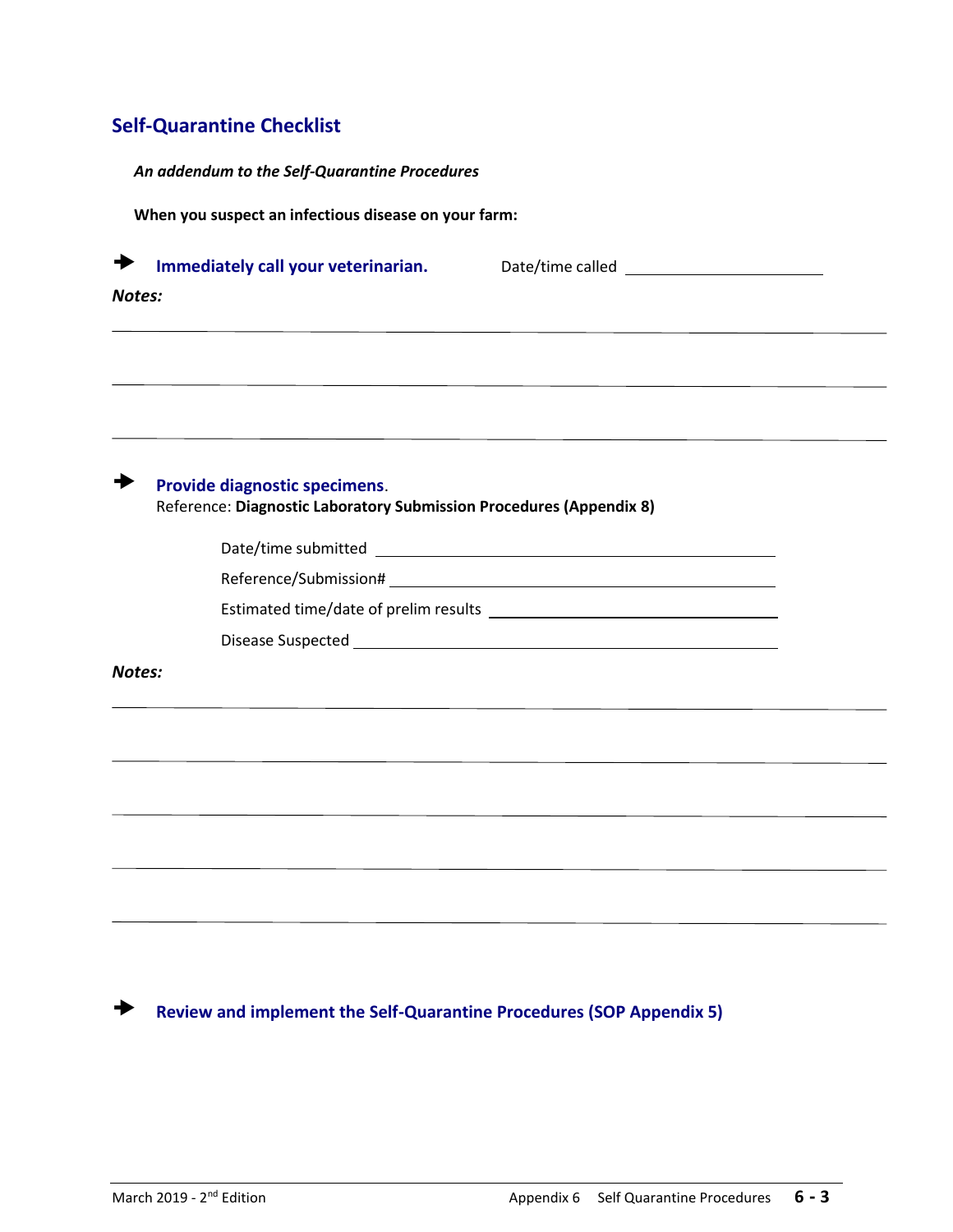## Self-Quarantine Checklist

***An addendum to the Self-Quarantine Procedures***

**When you suspect an infectious disease on your farm:**

➔ **Immediately call your veterinarian.** Date/time called ______________________

***Notes:***

______________________________________________________________________________

______________________________________________________________________________

______________________________________________________________________________

➔ **Provide diagnostic specimens**.
Reference: **Diagnostic Laboratory Submission Procedures (Appendix 8)**

Date/time submitted ______________________________________

Reference/Submission# ______________________________________

Estimated time/date of prelim results ______________________________

Disease Suspected ______________________________________

***Notes:***

______________________________________________________________________________

______________________________________________________________________________

______________________________________________________________________________

______________________________________________________________________________

______________________________________________________________________________

➔ **Review and implement the Self-Quarantine Procedures (SOP Appendix 5)**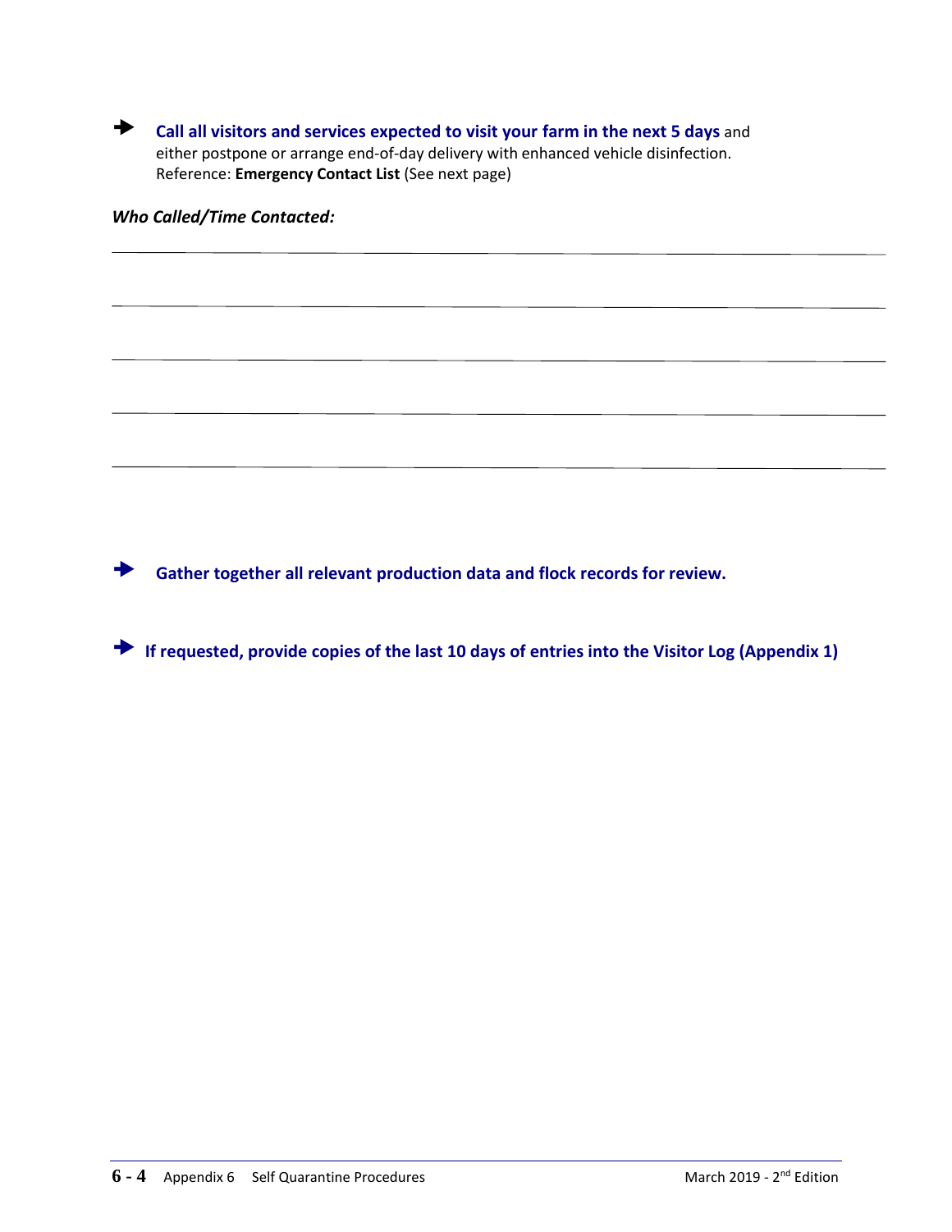➡ **Call all visitors and services expected to visit your farm in the next 5 days** and either postpone or arrange end-of-day delivery with enhanced vehicle disinfection. Reference: **Emergency Contact List** (See next page)

***Who Called/Time Contacted:***

\_\_\_\_\_\_\_\_\_\_\_\_\_\_\_\_\_\_\_\_\_\_\_\_\_\_\_\_\_\_\_\_\_\_\_\_\_\_\_\_\_\_\_\_\_\_\_\_\_\_\_\_\_\_\_\_\_\_\_\_\_\_\_\_\_\_\_\_\_\_\_\_\_\_\_\_

\_\_\_\_\_\_\_\_\_\_\_\_\_\_\_\_\_\_\_\_\_\_\_\_\_\_\_\_\_\_\_\_\_\_\_\_\_\_\_\_\_\_\_\_\_\_\_\_\_\_\_\_\_\_\_\_\_\_\_\_\_\_\_\_\_\_\_\_\_\_\_\_\_\_\_\_

\_\_\_\_\_\_\_\_\_\_\_\_\_\_\_\_\_\_\_\_\_\_\_\_\_\_\_\_\_\_\_\_\_\_\_\_\_\_\_\_\_\_\_\_\_\_\_\_\_\_\_\_\_\_\_\_\_\_\_\_\_\_\_\_\_\_\_\_\_\_\_\_\_\_\_\_

\_\_\_\_\_\_\_\_\_\_\_\_\_\_\_\_\_\_\_\_\_\_\_\_\_\_\_\_\_\_\_\_\_\_\_\_\_\_\_\_\_\_\_\_\_\_\_\_\_\_\_\_\_\_\_\_\_\_\_\_\_\_\_\_\_\_\_\_\_\_\_\_\_\_\_\_

\_\_\_\_\_\_\_\_\_\_\_\_\_\_\_\_\_\_\_\_\_\_\_\_\_\_\_\_\_\_\_\_\_\_\_\_\_\_\_\_\_\_\_\_\_\_\_\_\_\_\_\_\_\_\_\_\_\_\_\_\_\_\_\_\_\_\_\_\_\_\_\_\_\_\_\_

➡ **Gather together all relevant production data and flock records for review.**

➡ **If requested, provide copies of the last 10 days of entries into the Visitor Log (Appendix 1)**